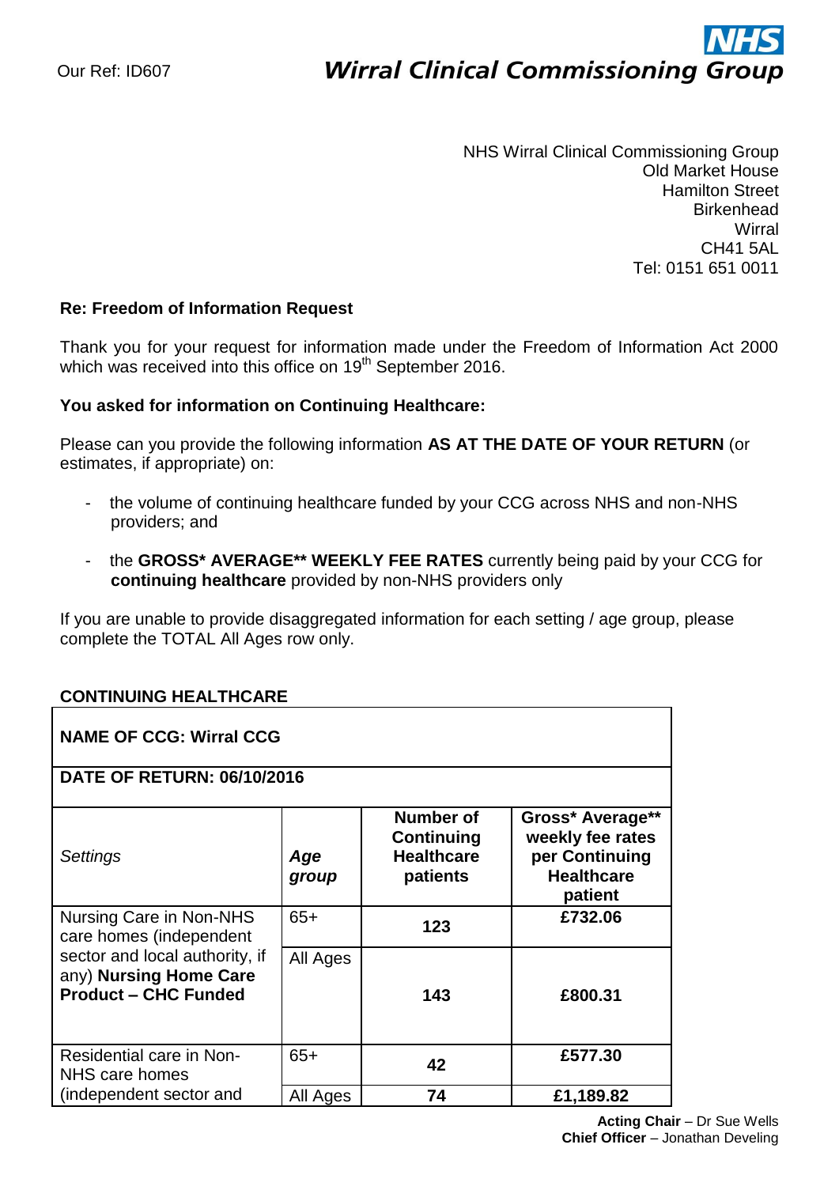Our Ref: ID607

**NHS**
***Wirral Clinical Commissioning Group***

NHS Wirral Clinical Commissioning Group
Old Market House
Hamilton Street
Birkenhead
Wirral
CH41 5AL
Tel: 0151 651 0011

**Re: Freedom of Information Request**

Thank you for your request for information made under the Freedom of Information Act 2000 which was received into this office on 19th September 2016.

**You asked for information on Continuing Healthcare:**

Please can you provide the following information **AS AT THE DATE OF YOUR RETURN** (or estimates, if appropriate) on:

- the volume of continuing healthcare funded by your CCG across NHS and non-NHS providers; and
- the **GROSS* AVERAGE** WEEKLY FEE RATES** currently being paid by your CCG for **continuing healthcare** provided by non-NHS providers only

If you are unable to provide disaggregated information for each setting / age group, please complete the TOTAL All Ages row only.

**CONTINUING HEALTHCARE**

| **NAME OF CCG: Wirral CCG** | | | |
|---|---|---|---|
| **DATE OF RETURN: 06/10/2016** | | | |
| *Settings* | ***Age group*** | **Number of Continuing Healthcare patients** | **Gross* Average** weekly fee rates per Continuing Healthcare patient** |
| Nursing Care in Non-NHS care homes (independent sector and local authority, if any) **Nursing Home Care Product – CHC Funded** | 65+ | **123** | **£732.06** |
| | All Ages | **143** | **£800.31** |
| Residential care in Non-NHS care homes (independent sector and | 65+ | **42** | **£577.30** |
| | All Ages | **74** | **£1,189.82** |

**Acting Chair** – Dr Sue Wells
**Chief Officer** – Jonathan Develing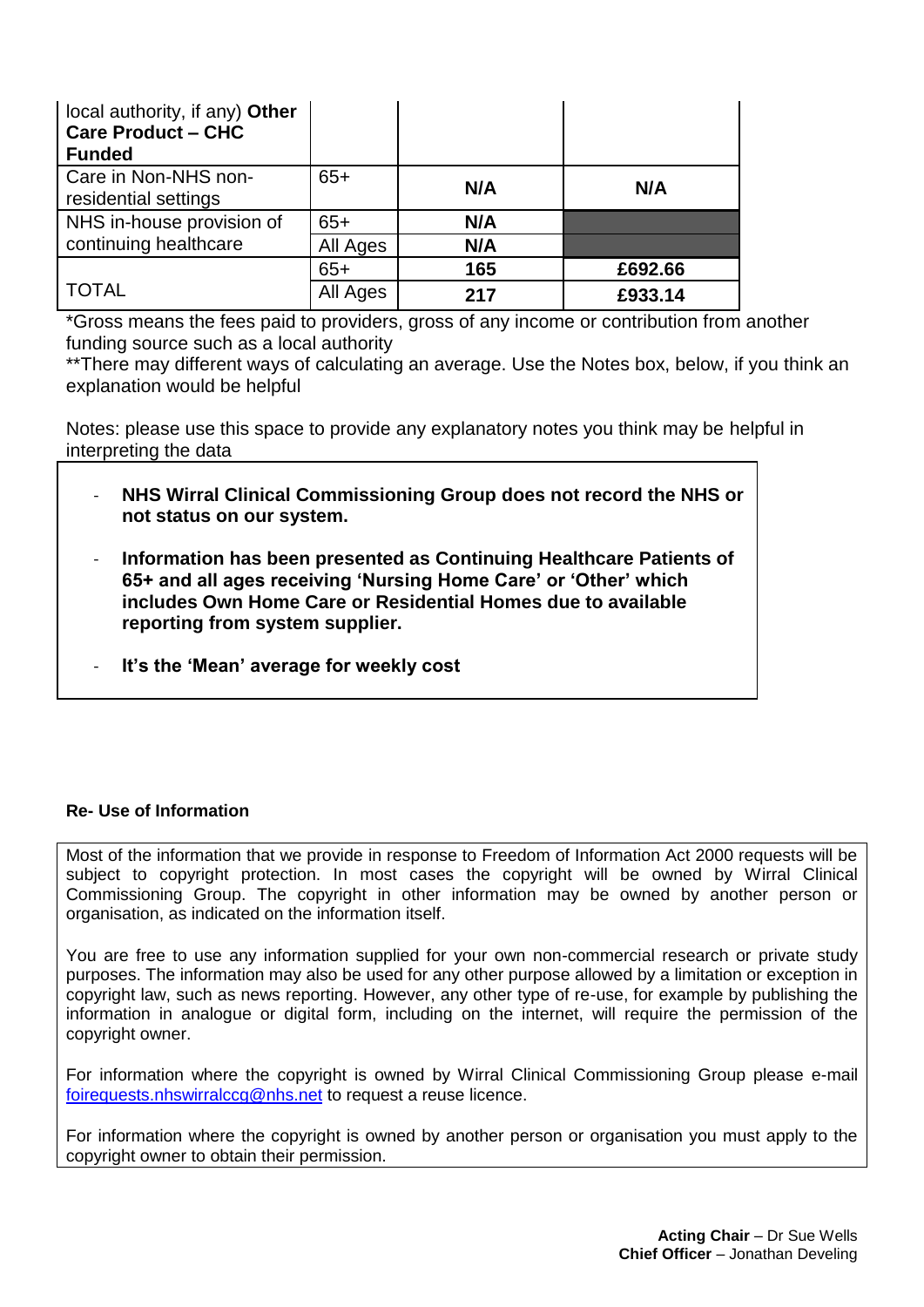| | | | |
|---|---|---|---|
| local authority, if any) **Other Care Product – CHC Funded** | | | |
| Care in Non-NHS non-residential settings | 65+ | **N/A** | **N/A** |
| NHS in-house provision of continuing healthcare | 65+ | **N/A** | |
| | All Ages | **N/A** | |
| TOTAL | 65+ | **165** | **£692.66** |
| | All Ages | **217** | **£933.14** |

*Gross means the fees paid to providers, gross of any income or contribution from another funding source such as a local authority

**There may different ways of calculating an average. Use the Notes box, below, if you think an explanation would be helpful

Notes: please use this space to provide any explanatory notes you think may be helpful in interpreting the data

- **NHS Wirral Clinical Commissioning Group does not record the NHS or not status on our system.**
- **Information has been presented as Continuing Healthcare Patients of 65+ and all ages receiving 'Nursing Home Care' or 'Other' which includes Own Home Care or Residential Homes due to available reporting from system supplier.**
- **It's the 'Mean' average for weekly cost**

**Re- Use of Information**

Most of the information that we provide in response to Freedom of Information Act 2000 requests will be subject to copyright protection. In most cases the copyright will be owned by Wirral Clinical Commissioning Group. The copyright in other information may be owned by another person or organisation, as indicated on the information itself.

You are free to use any information supplied for your own non-commercial research or private study purposes. The information may also be used for any other purpose allowed by a limitation or exception in copyright law, such as news reporting. However, any other type of re-use, for example by publishing the information in analogue or digital form, including on the internet, will require the permission of the copyright owner.

For information where the copyright is owned by Wirral Clinical Commissioning Group please e-mail foirequests.nhswirralccg@nhs.net to request a reuse licence.

For information where the copyright is owned by another person or organisation you must apply to the copyright owner to obtain their permission.

**Acting Chair** – Dr Sue Wells
**Chief Officer** – Jonathan Develing